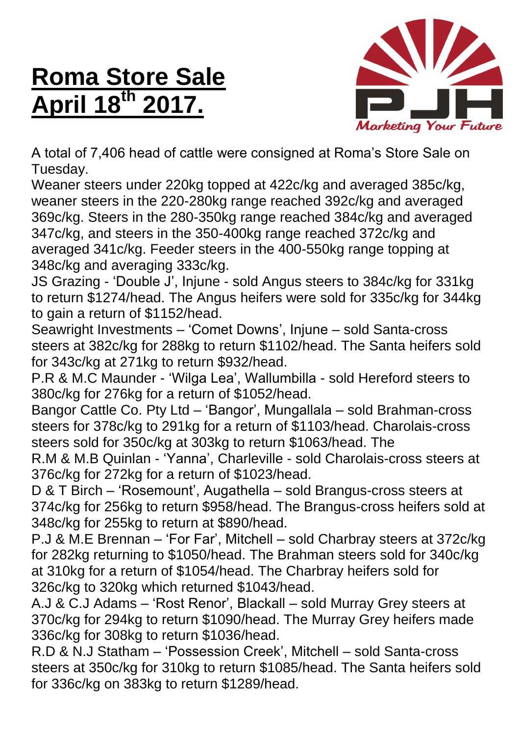# Roma Store Sale April 18th 2017.

A total of 7,406 head of cattle were consigned at Roma's Store Sale on Tuesday.

Weaner steers under 220kg topped at 422c/kg and averaged 385c/kg, weaner steers in the 220-280kg range reached 392c/kg and averaged 369c/kg. Steers in the 280-350kg range reached 384c/kg and averaged 347c/kg, and steers in the 350-400kg range reached 372c/kg and averaged 341c/kg. Feeder steers in the 400-550kg range topping at 348c/kg and averaging 333c/kg.

JS Grazing - 'Double J', Injune - sold Angus steers to 384c/kg for 331kg to return $1274/head. The Angus heifers were sold for 335c/kg for 344kg to gain a return of $1152/head.

Seawright Investments – 'Comet Downs', Injune – sold Santa-cross steers at 382c/kg for 288kg to return $1102/head. The Santa heifers sold for 343c/kg at 271kg to return $932/head.

P.R & M.C Maunder - 'Wilga Lea', Wallumbilla - sold Hereford steers to 380c/kg for 276kg for a return of $1052/head.

Bangor Cattle Co. Pty Ltd – 'Bangor', Mungallala – sold Brahman-cross steers for 378c/kg to 291kg for a return of $1103/head. Charolais-cross steers sold for 350c/kg at 303kg to return $1063/head. The

R.M & M.B Quinlan - 'Yanna', Charleville - sold Charolais-cross steers at 376c/kg for 272kg for a return of $1023/head.

D & T Birch – 'Rosemount', Augathella – sold Brangus-cross steers at 374c/kg for 256kg to return $958/head. The Brangus-cross heifers sold at 348c/kg for 255kg to return at $890/head.

P.J & M.E Brennan – 'For Far', Mitchell – sold Charbray steers at 372c/kg for 282kg returning to $1050/head. The Brahman steers sold for 340c/kg at 310kg for a return of $1054/head. The Charbray heifers sold for 326c/kg to 320kg which returned $1043/head.

A.J & C.J Adams – 'Rost Renor', Blackall – sold Murray Grey steers at 370c/kg for 294kg to return $1090/head. The Murray Grey heifers made 336c/kg for 308kg to return $1036/head.

R.D & N.J Statham – 'Possession Creek', Mitchell – sold Santa-cross steers at 350c/kg for 310kg to return $1085/head. The Santa heifers sold for 336c/kg on 383kg to return $1289/head.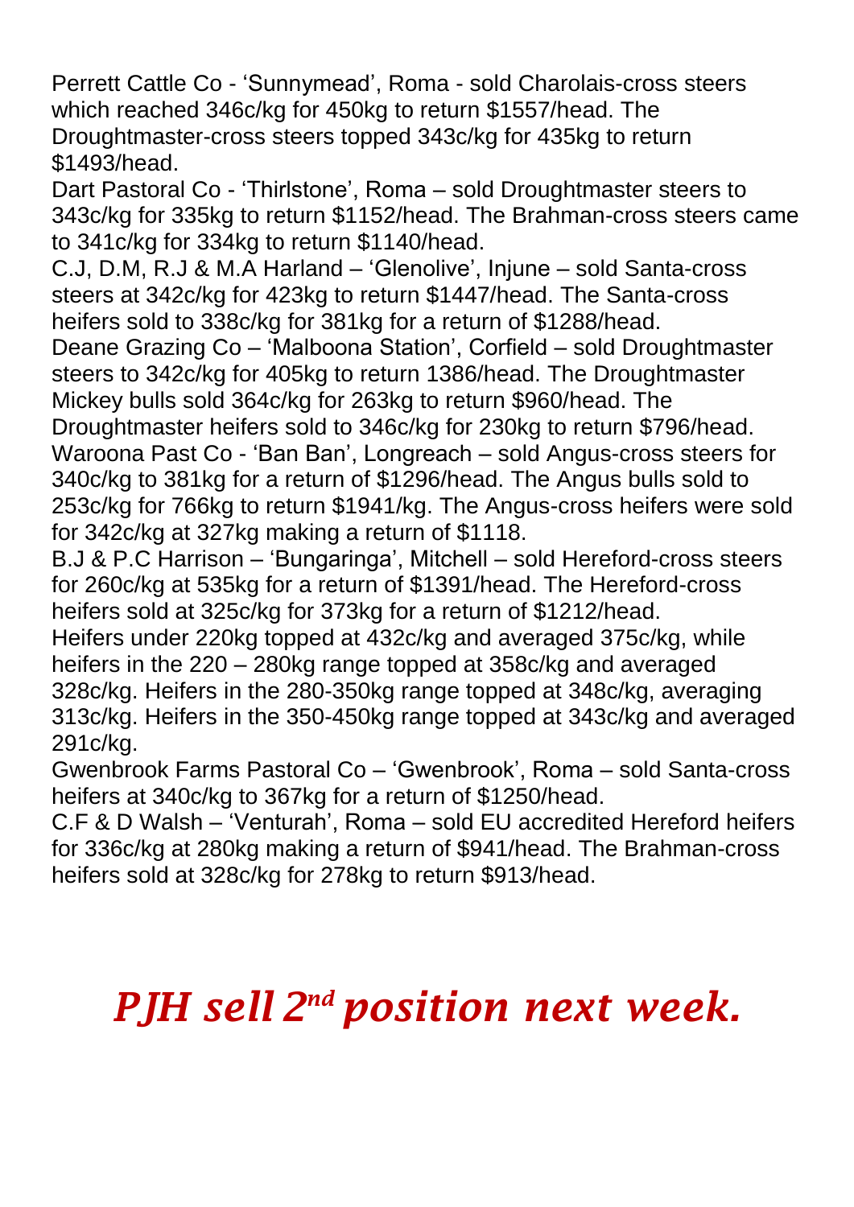Perrett Cattle Co - 'Sunnymead', Roma - sold Charolais-cross steers which reached 346c/kg for 450kg to return $1557/head. The Droughtmaster-cross steers topped 343c/kg for 435kg to return $1493/head.
Dart Pastoral Co - 'Thirlstone', Roma – sold Droughtmaster steers to 343c/kg for 335kg to return $1152/head. The Brahman-cross steers came to 341c/kg for 334kg to return $1140/head.
C.J, D.M, R.J & M.A Harland – 'Glenolive', Injune – sold Santa-cross steers at 342c/kg for 423kg to return $1447/head. The Santa-cross heifers sold to 338c/kg for 381kg for a return of $1288/head.
Deane Grazing Co – 'Malboona Station', Corfield – sold Droughtmaster steers to 342c/kg for 405kg to return 1386/head. The Droughtmaster Mickey bulls sold 364c/kg for 263kg to return $960/head. The Droughtmaster heifers sold to 346c/kg for 230kg to return $796/head.
Waroona Past Co - 'Ban Ban', Longreach – sold Angus-cross steers for 340c/kg to 381kg for a return of $1296/head. The Angus bulls sold to 253c/kg for 766kg to return $1941/kg. The Angus-cross heifers were sold for 342c/kg at 327kg making a return of $1118.
B.J & P.C Harrison – 'Bungaringa', Mitchell – sold Hereford-cross steers for 260c/kg at 535kg for a return of $1391/head. The Hereford-cross heifers sold at 325c/kg for 373kg for a return of $1212/head.
Heifers under 220kg topped at 432c/kg and averaged 375c/kg, while heifers in the 220 – 280kg range topped at 358c/kg and averaged 328c/kg. Heifers in the 280-350kg range topped at 348c/kg, averaging 313c/kg. Heifers in the 350-450kg range topped at 343c/kg and averaged 291c/kg.
Gwenbrook Farms Pastoral Co – 'Gwenbrook', Roma – sold Santa-cross heifers at 340c/kg to 367kg for a return of $1250/head.
C.F & D Walsh – 'Venturah', Roma – sold EU accredited Hereford heifers for 336c/kg at 280kg making a return of $941/head. The Brahman-cross heifers sold at 328c/kg for 278kg to return $913/head.

***PJH sell 2nd position next week.***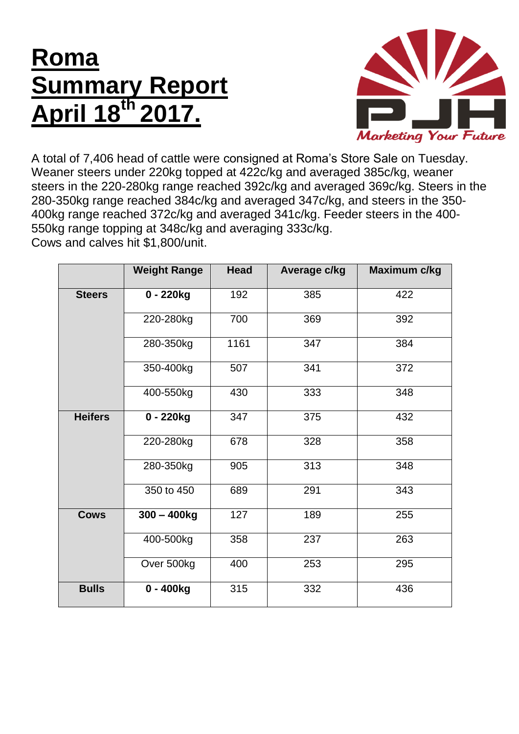# Roma Summary Report April 18th 2017.

PJH

*Marketing Your Future*

A total of 7,406 head of cattle were consigned at Roma's Store Sale on Tuesday. Weaner steers under 220kg topped at 422c/kg and averaged 385c/kg, weaner steers in the 220-280kg range reached 392c/kg and averaged 369c/kg. Steers in the 280-350kg range reached 384c/kg and averaged 347c/kg, and steers in the 350-400kg range reached 372c/kg and averaged 341c/kg. Feeder steers in the 400-550kg range topping at 348c/kg and averaging 333c/kg.
Cows and calves hit $1,800/unit.

| | Weight Range | Head | Average c/kg | Maximum c/kg |
|---|---|---|---|---|
| **Steers** | **0 - 220kg** | 192 | 385 | 422 |
| | 220-280kg | 700 | 369 | 392 |
| | 280-350kg | 1161 | 347 | 384 |
| | 350-400kg | 507 | 341 | 372 |
| | 400-550kg | 430 | 333 | 348 |
| **Heifers** | **0 - 220kg** | 347 | 375 | 432 |
| | 220-280kg | 678 | 328 | 358 |
| | 280-350kg | 905 | 313 | 348 |
| | 350 to 450 | 689 | 291 | 343 |
| **Cows** | **300 – 400kg** | 127 | 189 | 255 |
| | 400-500kg | 358 | 237 | 263 |
| | Over 500kg | 400 | 253 | 295 |
| **Bulls** | **0 - 400kg** | 315 | 332 | 436 |